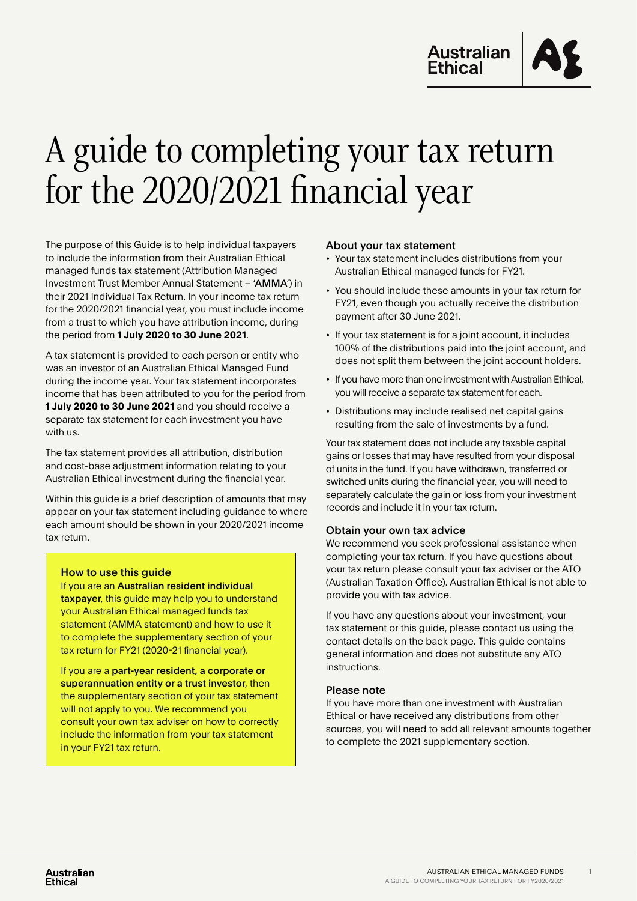# A guide to completing your tax return for the 2020/2021 financial year

The purpose of this Guide is to help individual taxpayers to include the information from their Australian Ethical managed funds tax statement (Attribution Managed Investment Trust Member Annual Statement – '**AMMA**') in their 2021 Individual Tax Return. In your income tax return for the 2020/2021 financial year, you must include income from a trust to which you have attribution income, during the period from **1 July 2020 to 30 June 2021**.

A tax statement is provided to each person or entity who was an investor of an Australian Ethical Managed Fund during the income year. Your tax statement incorporates income that has been attributed to you for the period from **1 July 2020 to 30 June 2021** and you should receive a separate tax statement for each investment you have with us.

The tax statement provides all attribution, distribution and cost-base adjustment information relating to your Australian Ethical investment during the financial year.

Within this guide is a brief description of amounts that may appear on your tax statement including guidance to where each amount should be shown in your 2020/2021 income tax return.

### How to use this guide

If you are an **Australian resident individual taxpayer**, this guide may help you to understand your Australian Ethical managed funds tax statement (AMMA statement) and how to use it to complete the supplementary section of your tax return for FY21 (2020-21 financial year).

If you are a **part-year resident, a corporate or superannuation entity or a trust investor**, then the supplementary section of your tax statement will not apply to you. We recommend you consult your own tax adviser on how to correctly include the information from your tax statement in your FY21 tax return.

### About your tax statement

- Your tax statement includes distributions from your Australian Ethical managed funds for FY21.
- You should include these amounts in your tax return for FY21, even though you actually receive the distribution payment after 30 June 2021.
- If your tax statement is for a joint account, it includes 100% of the distributions paid into the joint account, and does not split them between the joint account holders.
- If you have more than one investment with Australian Ethical, you will receive a separate tax statement for each.
- Distributions may include realised net capital gains resulting from the sale of investments by a fund.

Your tax statement does not include any taxable capital gains or losses that may have resulted from your disposal of units in the fund. If you have withdrawn, transferred or switched units during the financial year, you will need to separately calculate the gain or loss from your investment records and include it in your tax return.

### Obtain your own tax advice

We recommend you seek professional assistance when completing your tax return. If you have questions about your tax return please consult your tax adviser or the ATO (Australian Taxation Office). Australian Ethical is not able to provide you with tax advice.

If you have any questions about your investment, your tax statement or this guide, please contact us using the contact details on the back page. This guide contains general information and does not substitute any ATO instructions.

### Please note

If you have more than one investment with Australian Ethical or have received any distributions from other sources, you will need to add all relevant amounts together to complete the 2021 supplementary section.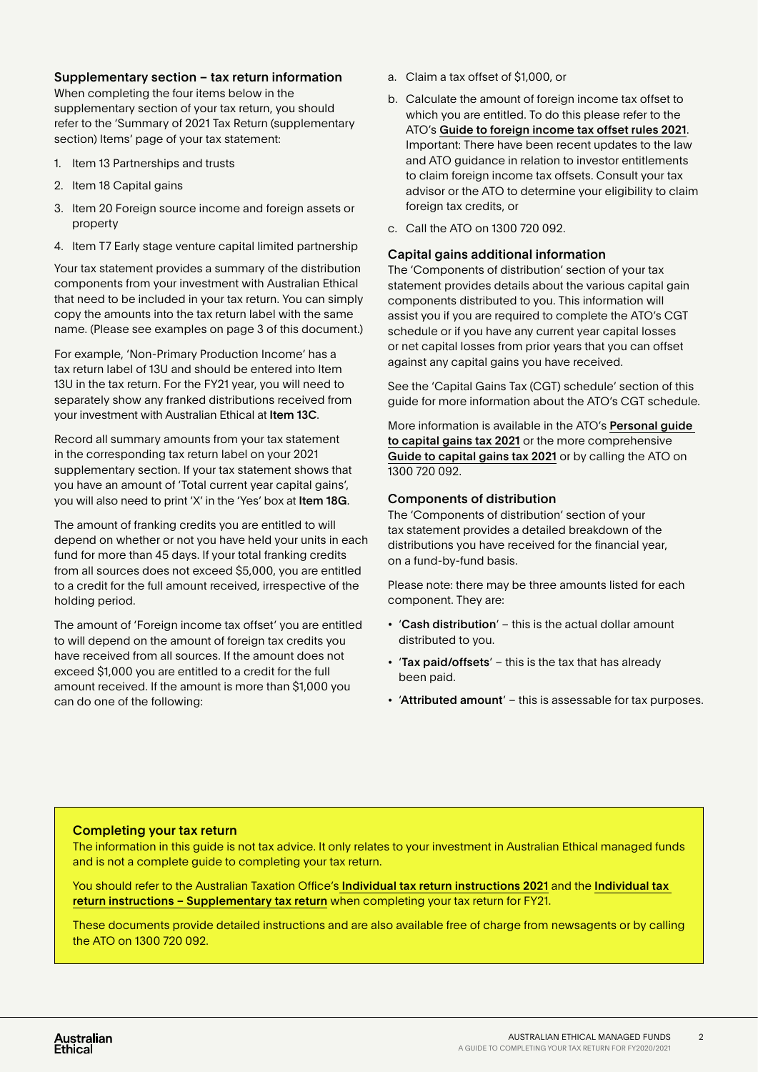## Supplementary section – tax return information

When completing the four items below in the supplementary section of your tax return, you should refer to the 'Summary of 2021 Tax Return (supplementary section) Items' page of your tax statement:

1. Item 13 Partnerships and trusts
2. Item 18 Capital gains
3. Item 20 Foreign source income and foreign assets or property
4. Item T7 Early stage venture capital limited partnership

Your tax statement provides a summary of the distribution components from your investment with Australian Ethical that need to be included in your tax return. You can simply copy the amounts into the tax return label with the same name. (Please see examples on page 3 of this document.)

For example, 'Non-Primary Production Income' has a tax return label of 13U and should be entered into Item 13U in the tax return. For the FY21 year, you will need to separately show any franked distributions received from your investment with Australian Ethical at **Item 13C**.

Record all summary amounts from your tax statement in the corresponding tax return label on your 2021 supplementary section. If your tax statement shows that you have an amount of 'Total current year capital gains', you will also need to print 'X' in the 'Yes' box at **Item 18G**.

The amount of franking credits you are entitled to will depend on whether or not you have held your units in each fund for more than 45 days. If your total franking credits from all sources does not exceed $5,000, you are entitled to a credit for the full amount received, irrespective of the holding period.

The amount of 'Foreign income tax offset' you are entitled to will depend on the amount of foreign tax credits you have received from all sources. If the amount does not exceed $1,000 you are entitled to a credit for the full amount received. If the amount is more than $1,000 you can do one of the following:

a. Claim a tax offset of $1,000, or

b. Calculate the amount of foreign income tax offset to which you are entitled. To do this please refer to the ATO's **Guide to foreign income tax offset rules 2021**. Important: There have been recent updates to the law and ATO guidance in relation to investor entitlements to claim foreign income tax offsets. Consult your tax advisor or the ATO to determine your eligibility to claim foreign tax credits, or

c. Call the ATO on 1300 720 092.

## Capital gains additional information

The 'Components of distribution' section of your tax statement provides details about the various capital gain components distributed to you. This information will assist you if you are required to complete the ATO's CGT schedule or if you have any current year capital losses or net capital losses from prior years that you can offset against any capital gains you have received.

See the 'Capital Gains Tax (CGT) schedule' section of this guide for more information about the ATO's CGT schedule.

More information is available in the ATO's **Personal guide to capital gains tax 2021** or the more comprehensive **Guide to capital gains tax 2021** or by calling the ATO on 1300 720 092.

## Components of distribution

The 'Components of distribution' section of your tax statement provides a detailed breakdown of the distributions you have received for the financial year, on a fund-by-fund basis.

Please note: there may be three amounts listed for each component. They are:

- '**Cash distribution**' – this is the actual dollar amount distributed to you.
- '**Tax paid/offsets**' – this is the tax that has already been paid.
- '**Attributed amount**' – this is assessable for tax purposes.

## Completing your tax return

The information in this guide is not tax advice. It only relates to your investment in Australian Ethical managed funds and is not a complete guide to completing your tax return.

You should refer to the Australian Taxation Office's **Individual tax return instructions 2021** and the **Individual tax return instructions – Supplementary tax return** when completing your tax return for FY21.

These documents provide detailed instructions and are also available free of charge from newsagents or by calling the ATO on 1300 720 092.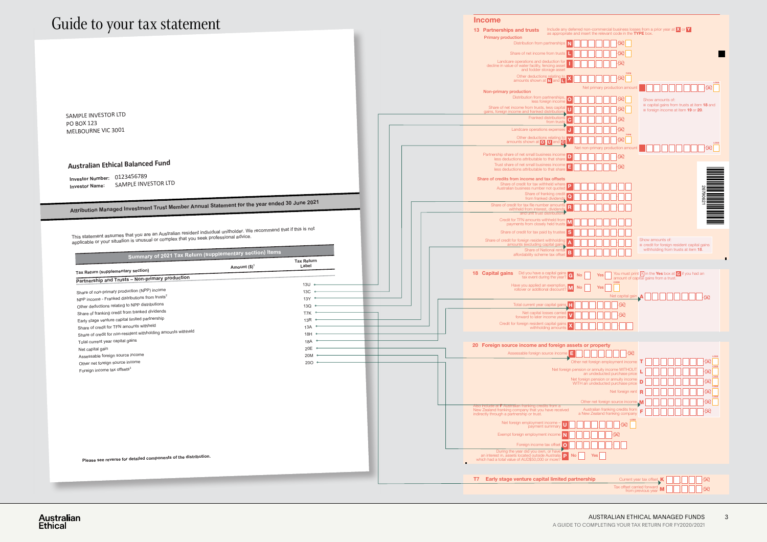# Guide to your tax statement

SAMPLE INVESTOR LTD
PO BOX 123
MELBOURNE VIC 3001

## Australian Ethical Balanced Fund

Investor Number: 0123456789
Investor Name: SAMPLE INVESTOR LTD

### Attribution Managed Investment Trust Member Annual Statement for the year ended 30 June 2021

This statement assumes that you are an Australian resident individual unitholder. We recommend that if this is not applicable or your situation is unusual or complex that you seek professional advice.

| Summary of 2021 Tax Return (supplementary section) Items | | |
|---|---|---|
| Tax Return (supplementary section) | Amount ($)[1] | Tax Return Label |
| **Partnership and Trusts – Non-primary production** | | |
| Share of non-primary production (NPP) income | | 13U |
| NPP income - Franked distributions from trusts[2] | | 13C |
| Other deductions relating to NPP distributions | | 13Y |
| Share of franking credit from franked dividends | | 13Q |
| Early stage venture capital limited partnership | | T7K |
| Share of credit for TFN amounts withheld | | 13R |
| Share of credit for non-resident withholding amounts withheld | | 13A |
| Total current year capital gains | | 18H |
| Net capital gain | | 18A |
| Assessable foreign source income | | 20E |
| Other net foreign source income | | 20M |
| Foreign income tax offsets[3] | | 20O |

Please see reverse for detailed components of the distribution.

## Income

### 13 Partnerships and trusts

Include any deferred non-commercial business losses from a prior year at **X** or **Y** as appropriate and insert the relevant code in the **TYPE** box.

**Primary production**

- Distribution from partnerships **N**
- Share of net income from trusts **L**
- Landcare operations and deduction for decline in value of water facility, fencing asset and fodder storage asset **I**
- Other deductions relating to amounts shown at **N** and **L** **X** (TYPE)
- Net primary production amount (LOSS)

**Non-primary production**

- Distribution from partnerships, less foreign income **O**
- Share of net income from trusts, less capital gains, foreign income and franked distributions **U**
- Franked distributions from trusts **C**
- Landcare operations expenses **J**
- Other deductions relating to amounts shown at **O**, **U** and **C** **Y** (TYPE)
- Net non-primary production amount (LOSS)

Show amounts of:
- capital gains from trusts at item **18** and
- foreign income at item **19** or **20**.

- Partnership share of net small business income less deductions attributable to that share **D**
- Trust share of net small business income less deductions attributable to that share **E**

**Share of credits from income and tax offsets**

- Share of credit for tax withheld where Australian business number not quoted **P**
- Share of franking credit from franked dividends **Q**
- Share of credit for tax file number amounts withheld from interest, dividends and unit trust distributions **R**
- Credit for TFN amounts withheld from payments from closely held trusts **M**
- Share of credit for tax paid by trustee **S**
- Share of credit for foreign resident withholding amounts (excluding capital gains) **A**
- Share of National rental affordability scheme tax offset **B**

Show amounts of:
- credit for foreign resident capital gains withholding from trusts at item **18**.

### 18 Capital gains

- Did you have a capital gains tax event during the year? **G** No / Yes — You must print **X** in the **Yes** box at **G** if you had an amount of capital gains from a trust.
- Have you applied an exemption, rollover or additional discount? **M** No / Yes (CODE)
- Net capital gain **A**
- Total current year capital gains **H**
- Net capital losses carried forward to later income years **V**
- Credit for foreign resident capital gains withholding amounts **X**

### 20 Foreign source income and foreign assets or property

- Assessable foreign source income **E**
- Other net foreign employment income **T** (LOSS)
- Net foreign pension or annuity income WITHOUT an undeducted purchase price **L** (LOSS)
- Net foreign pension or annuity income WITH an undeducted purchase price **D** (LOSS)
- Net foreign rent **R** (LOSS)
- Other net foreign source income **M** (LOSS)
- Australian franking credits from a New Zealand franking company **F**

Also include at **F** Australian franking credits from a New Zealand franking company that you have received indirectly through a partnership or trust.

- Net foreign employment income – payment summary **U** (LOSS)
- Exempt foreign employment income **N**
- Foreign income tax offset **O**
- During the year did you own, or have an interest in, assets located outside Australia which had a total value of AUD$50,000 or more? **P** No / Yes

### T7 Early stage venture capital limited partnership

- Current year tax offset **K**
- Tax offset carried forward from previous year **M**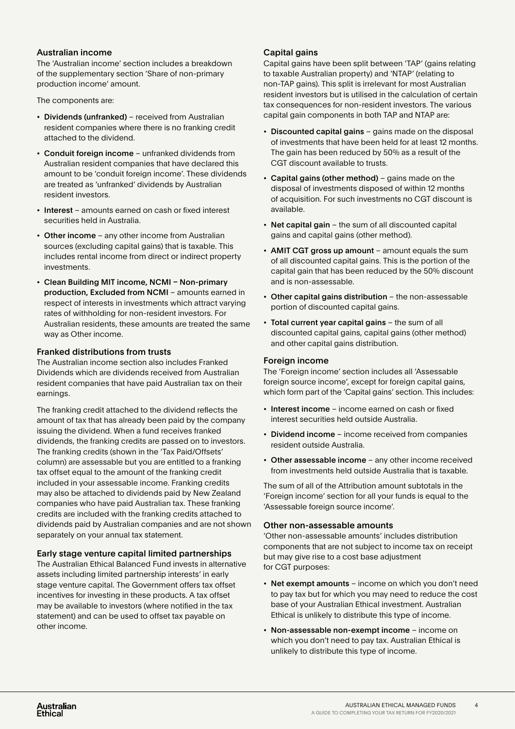## Australian income

The 'Australian income' section includes a breakdown of the supplementary section 'Share of non-primary production income' amount.

The components are:

- **Dividends (unfranked)** – received from Australian resident companies where there is no franking credit attached to the dividend.
- **Conduit foreign income** – unfranked dividends from Australian resident companies that have declared this amount to be 'conduit foreign income'. These dividends are treated as 'unfranked' dividends by Australian resident investors.
- **Interest** – amounts earned on cash or fixed interest securities held in Australia.
- **Other income** – any other income from Australian sources (excluding capital gains) that is taxable. This includes rental income from direct or indirect property investments.
- **Clean Building MIT income, NCMI – Non-primary production, Excluded from NCMI** – amounts earned in respect of interests in investments which attract varying rates of withholding for non-resident investors. For Australian residents, these amounts are treated the same way as Other income.

## Franked distributions from trusts

The Australian income section also includes Franked Dividends which are dividends received from Australian resident companies that have paid Australian tax on their earnings.

The franking credit attached to the dividend reflects the amount of tax that has already been paid by the company issuing the dividend. When a fund receives franked dividends, the franking credits are passed on to investors. The franking credits (shown in the 'Tax Paid/Offsets' column) are assessable but you are entitled to a franking tax offset equal to the amount of the franking credit included in your assessable income. Franking credits may also be attached to dividends paid by New Zealand companies who have paid Australian tax. These franking credits are included with the franking credits attached to dividends paid by Australian companies and are not shown separately on your annual tax statement.

## Early stage venture capital limited partnerships

The Australian Ethical Balanced Fund invests in alternative assets including limited partnership interests' in early stage venture capital. The Government offers tax offset incentives for investing in these products. A tax offset may be available to investors (where notified in the tax statement) and can be used to offset tax payable on other income.

## Capital gains

Capital gains have been split between 'TAP' (gains relating to taxable Australian property) and 'NTAP' (relating to non-TAP gains). This split is irrelevant for most Australian resident investors but is utilised in the calculation of certain tax consequences for non-resident investors. The various capital gain components in both TAP and NTAP are:

- **Discounted capital gains** – gains made on the disposal of investments that have been held for at least 12 months. The gain has been reduced by 50% as a result of the CGT discount available to trusts.
- **Capital gains (other method)** – gains made on the disposal of investments disposed of within 12 months of acquisition. For such investments no CGT discount is available.
- **Net capital gain** – the sum of all discounted capital gains and capital gains (other method).
- **AMIT CGT gross up amount** – amount equals the sum of all discounted capital gains. This is the portion of the capital gain that has been reduced by the 50% discount and is non-assessable.
- **Other capital gains distribution** – the non-assessable portion of discounted capital gains.
- **Total current year capital gains** – the sum of all discounted capital gains, capital gains (other method) and other capital gains distribution.

## Foreign income

The 'Foreign income' section includes all 'Assessable foreign source income', except for foreign capital gains, which form part of the 'Capital gains' section. This includes:

- **Interest income** – income earned on cash or fixed interest securities held outside Australia.
- **Dividend income** – income received from companies resident outside Australia.
- **Other assessable income** – any other income received from investments held outside Australia that is taxable.

The sum of all of the Attribution amount subtotals in the 'Foreign income' section for all your funds is equal to the 'Assessable foreign source income'.

## Other non-assessable amounts

'Other non-assessable amounts' includes distribution components that are not subject to income tax on receipt but may give rise to a cost base adjustment for CGT purposes:

- **Net exempt amounts** – income on which you don't need to pay tax but for which you may need to reduce the cost base of your Australian Ethical investment. Australian Ethical is unlikely to distribute this type of income.
- **Non-assessable non-exempt income** – income on which you don't need to pay tax. Australian Ethical is unlikely to distribute this type of income.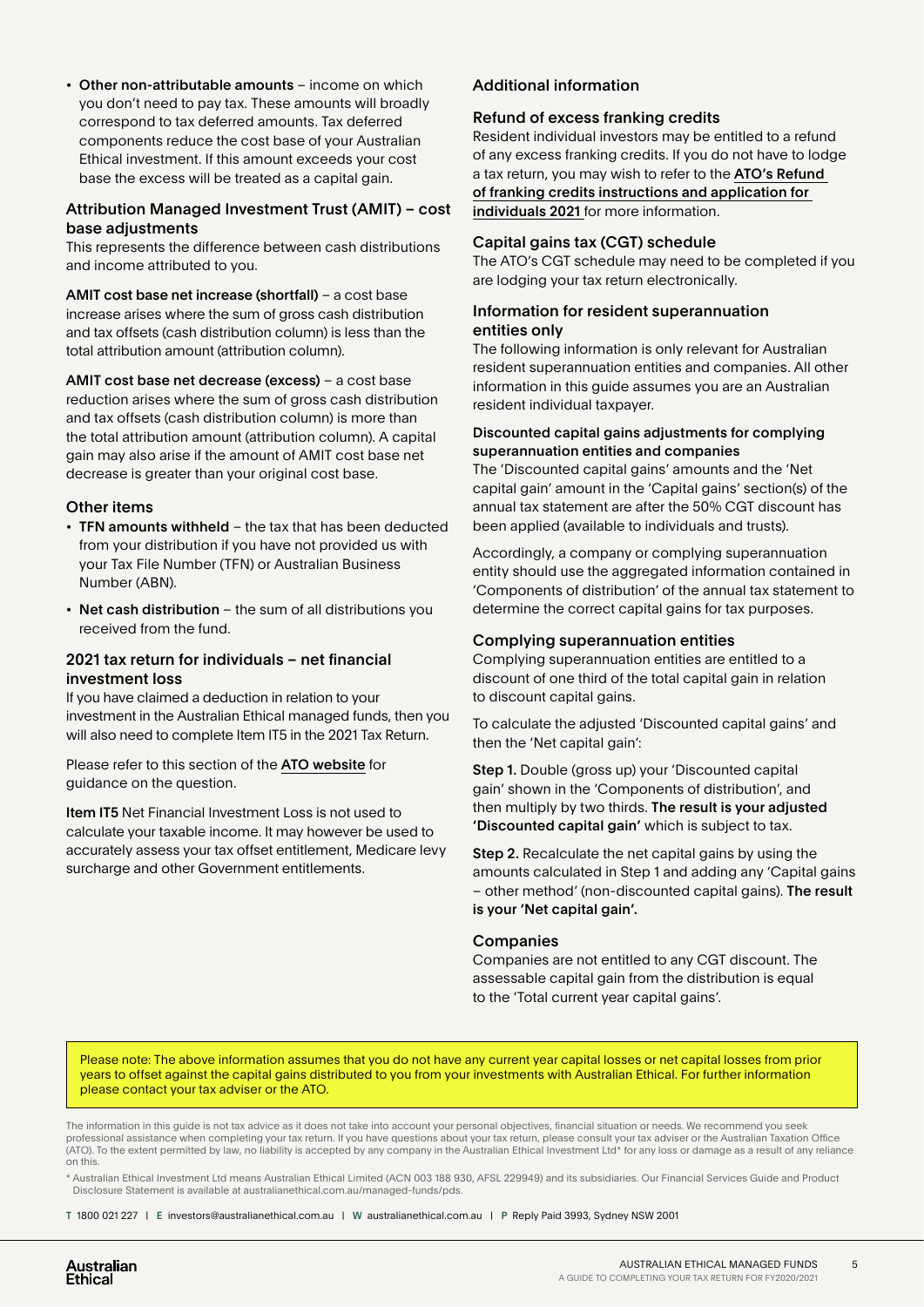- **Other non-attributable amounts** – income on which you don't need to pay tax. These amounts will broadly correspond to tax deferred amounts. Tax deferred components reduce the cost base of your Australian Ethical investment. If this amount exceeds your cost base the excess will be treated as a capital gain.

### Attribution Managed Investment Trust (AMIT) – cost base adjustments

This represents the difference between cash distributions and income attributed to you.

**AMIT cost base net increase (shortfall)** – a cost base increase arises where the sum of gross cash distribution and tax offsets (cash distribution column) is less than the total attribution amount (attribution column).

**AMIT cost base net decrease (excess)** – a cost base reduction arises where the sum of gross cash distribution and tax offsets (cash distribution column) is more than the total attribution amount (attribution column). A capital gain may also arise if the amount of AMIT cost base net decrease is greater than your original cost base.

### Other items

- **TFN amounts withheld** – the tax that has been deducted from your distribution if you have not provided us with your Tax File Number (TFN) or Australian Business Number (ABN).
- **Net cash distribution** – the sum of all distributions you received from the fund.

### 2021 tax return for individuals – net financial investment loss

If you have claimed a deduction in relation to your investment in the Australian Ethical managed funds, then you will also need to complete Item IT5 in the 2021 Tax Return.

Please refer to this section of the **ATO website** for guidance on the question.

**Item IT5** Net Financial Investment Loss is not used to calculate your taxable income. It may however be used to accurately assess your tax offset entitlement, Medicare levy surcharge and other Government entitlements.

## Additional information

### Refund of excess franking credits

Resident individual investors may be entitled to a refund of any excess franking credits. If you do not have to lodge a tax return, you may wish to refer to the **ATO's Refund of franking credits instructions and application for individuals 2021** for more information.

### Capital gains tax (CGT) schedule

The ATO's CGT schedule may need to be completed if you are lodging your tax return electronically.

### Information for resident superannuation entities only

The following information is only relevant for Australian resident superannuation entities and companies. All other information in this guide assumes you are an Australian resident individual taxpayer.

#### Discounted capital gains adjustments for complying superannuation entities and companies

The 'Discounted capital gains' amounts and the 'Net capital gain' amount in the 'Capital gains' section(s) of the annual tax statement are after the 50% CGT discount has been applied (available to individuals and trusts).

Accordingly, a company or complying superannuation entity should use the aggregated information contained in 'Components of distribution' of the annual tax statement to determine the correct capital gains for tax purposes.

### Complying superannuation entities

Complying superannuation entities are entitled to a discount of one third of the total capital gain in relation to discount capital gains.

To calculate the adjusted 'Discounted capital gains' and then the 'Net capital gain':

**Step 1.** Double (gross up) your 'Discounted capital gain' shown in the 'Components of distribution', and then multiply by two thirds. **The result is your adjusted 'Discounted capital gain'** which is subject to tax.

**Step 2.** Recalculate the net capital gains by using the amounts calculated in Step 1 and adding any 'Capital gains – other method' (non-discounted capital gains). **The result is your 'Net capital gain'.**

### Companies

Companies are not entitled to any CGT discount. The assessable capital gain from the distribution is equal to the 'Total current year capital gains'.

Please note: The above information assumes that you do not have any current year capital losses or net capital losses from prior years to offset against the capital gains distributed to you from your investments with Australian Ethical. For further information please contact your tax adviser or the ATO.

The information in this guide is not tax advice as it does not take into account your personal objectives, financial situation or needs. We recommend you seek professional assistance when completing your tax return. If you have questions about your tax return, please consult your tax adviser or the Australian Taxation Office (ATO). To the extent permitted by law, no liability is accepted by any company in the Australian Ethical Investment Ltd* for any loss or damage as a result of any reliance on this.

\* Australian Ethical Investment Ltd means Australian Ethical Limited (ACN 003 188 930, AFSL 229949) and its subsidiaries. Our Financial Services Guide and Product Disclosure Statement is available at australianethical.com.au/managed-funds/pds.

**T** 1800 021 227 | **E** investors@australianethical.com.au | **W** australianethical.com.au | **P** Reply Paid 3993, Sydney NSW 2001